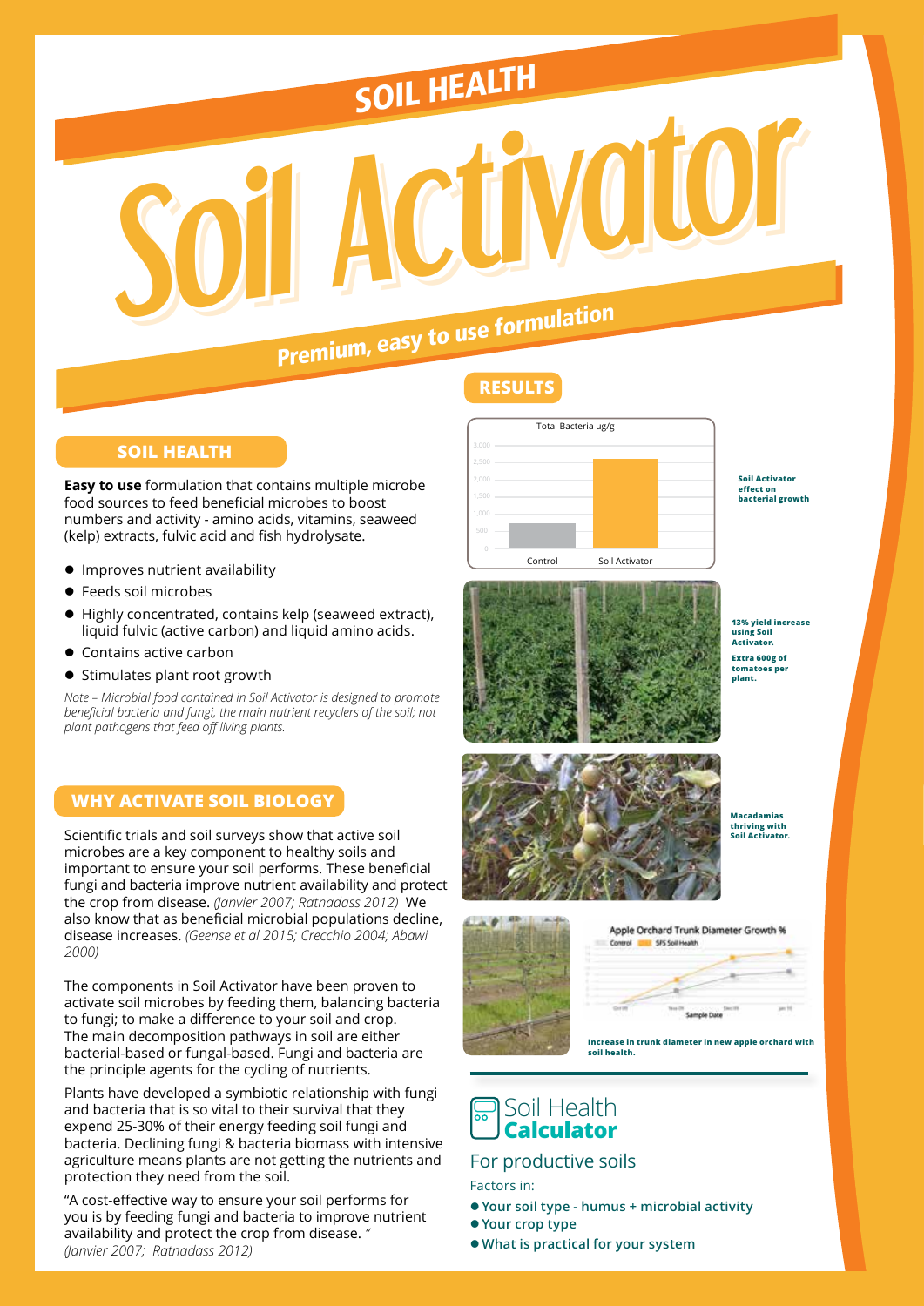# SOIL HEALTH

# Soil Activator

## Premium, easy to use formulation

## SOIL HEALTH

**Easy to use** formulation that contains multiple microbe food sources to feed beneficial microbes to boost numbers and activity - amino acids, vitamins, seaweed (kelp) extracts, fulvic acid and fish hydrolysate.

- Improves nutrient availability
- Feeds soil microbes
- Highly concentrated, contains kelp (seaweed extract), liquid fulvic (active carbon) and liquid amino acids.
- Contains active carbon
- Stimulates plant root growth

*Note – Microbial food contained in Soil Activator is designed to promote beneficial bacteria and fungi, the main nutrient recyclers of the soil; not plant pathogens that feed off living plants.*

## WHY ACTIVATE SOIL BIOLOGY

Scientific trials and soil surveys show that active soil microbes are a key component to healthy soils and important to ensure your soil performs. These beneficial fungi and bacteria improve nutrient availability and protect the crop from disease. *(Janvier 2007; Ratnadass 2012)* We also know that as beneficial microbial populations decline, disease increases. *(Geense et al 2015; Crecchio 2004; Abawi 2000)*

The components in Soil Activator have been proven to activate soil microbes by feeding them, balancing bacteria to fungi; to make a difference to your soil and crop. The main decomposition pathways in soil are either bacterial-based or fungal-based. Fungi and bacteria are the principle agents for the cycling of nutrients.

Plants have developed a symbiotic relationship with fungi and bacteria that is so vital to their survival that they expend 25-30% of their energy feeding soil fungi and bacteria. Declining fungi & bacteria biomass with intensive agriculture means plants are not getting the nutrients and protection they need from the soil.

"A cost-effective way to ensure your soil performs for you is by feeding fungi and bacteria to improve nutrient availability and protect the crop from disease. "
*(Janvier 2007; Ratnadass 2012)*

## RESULTS

Total Bacteria ug/g

| | Control | Soil Activator |
|---|---|---|
| Total Bacteria ug/g | ~700 | ~2,600 |

**Soil Activator effect on bacterial growth**

**13% yield increase using Soil Activator.**

**Extra 600g of tomatoes per plant.**

**Macadamias thriving with Soil Activator.**

Apple Orchard Trunk Diameter Growth %

Control | SFS Soil Health

Sample Date

**Increase in trunk diameter in new apple orchard with soil health.**

## Soil Health **Calculator**

### For productive soils

Factors in:

- **Your soil type - humus + microbial activity**
- **Your crop type**
- **What is practical for your system**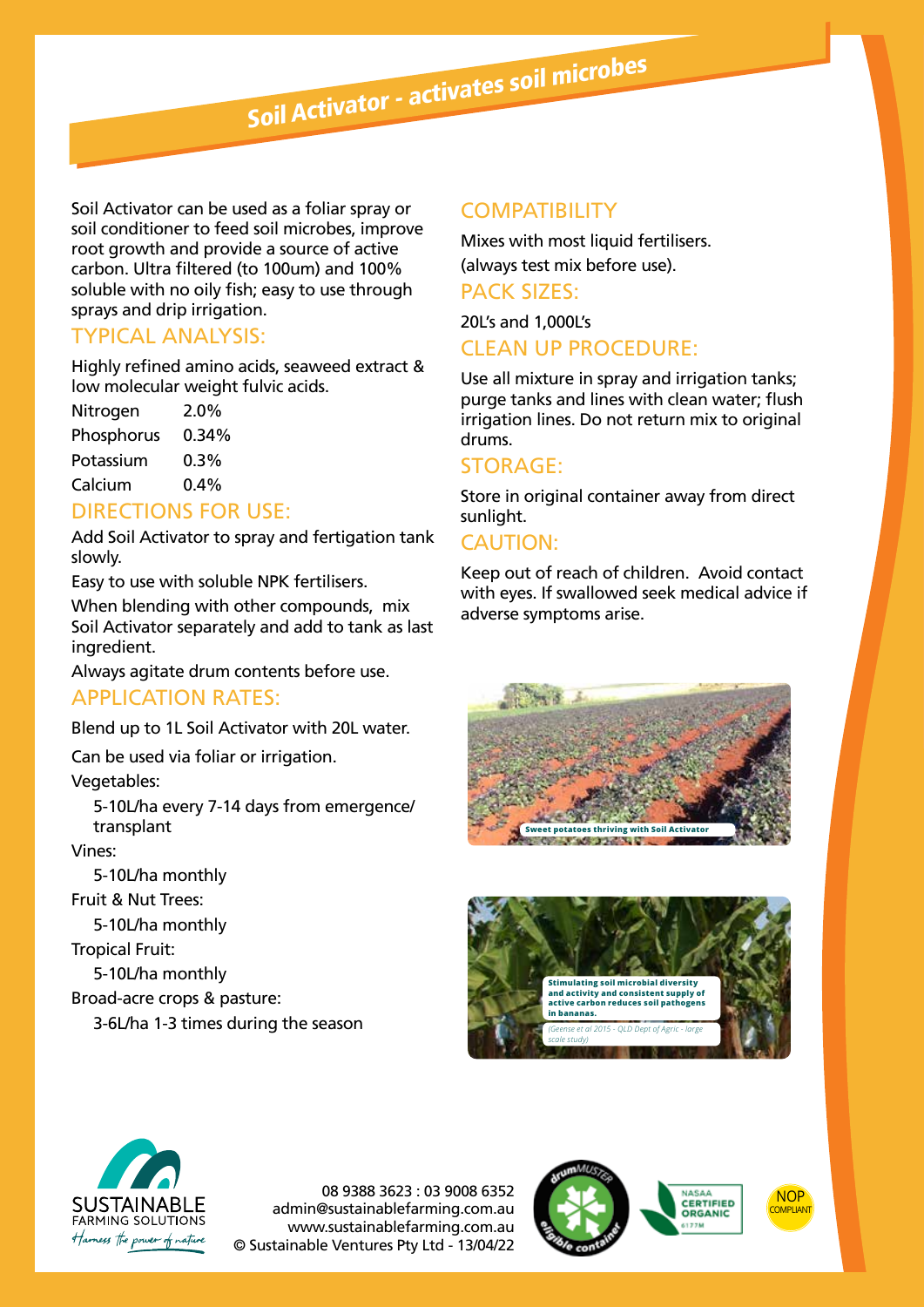# Soil Activator - activates soil microbes

Soil Activator can be used as a foliar spray or soil conditioner to feed soil microbes, improve root growth and provide a source of active carbon. Ultra filtered (to 100um) and 100% soluble with no oily fish; easy to use through sprays and drip irrigation.

## TYPICAL ANALYSIS:

Highly refined amino acids, seaweed extract & low molecular weight fulvic acids.

| | |
|---|---|
| Nitrogen | 2.0% |
| Phosphorus | 0.34% |
| Potassium | 0.3% |
| Calcium | 0.4% |

## DIRECTIONS FOR USE:

Add Soil Activator to spray and fertigation tank slowly.

Easy to use with soluble NPK fertilisers.

When blending with other compounds, mix Soil Activator separately and add to tank as last ingredient.

Always agitate drum contents before use.

## APPLICATION RATES:

Blend up to 1L Soil Activator with 20L water.

Can be used via foliar or irrigation.

Vegetables:

- 5-10L/ha every 7-14 days from emergence/ transplant

Vines:

- 5-10L/ha monthly

Fruit & Nut Trees:

- 5-10L/ha monthly

Tropical Fruit:

- 5-10L/ha monthly

Broad-acre crops & pasture:

- 3-6L/ha 1-3 times during the season

## COMPATIBILITY

Mixes with most liquid fertilisers. (always test mix before use).

## PACK SIZES:

20L's and 1,000L's

## CLEAN UP PROCEDURE:

Use all mixture in spray and irrigation tanks; purge tanks and lines with clean water; flush irrigation lines. Do not return mix to original drums.

## STORAGE:

Store in original container away from direct sunlight.

## CAUTION:

Keep out of reach of children. Avoid contact with eyes. If swallowed seek medical advice if adverse symptoms arise.

Sweet potatoes thriving with Soil Activator

Stimulating soil microbial diversity and activity and consistent supply of active carbon reduces soil pathogens in bananas.

*(Geense et al 2015 - QLD Dept of Agric - large scale study)*

SUSTAINABLE FARMING SOLUTIONS
Harness the power of nature

08 9388 3623 : 03 9008 6352
admin@sustainablefarming.com.au
www.sustainablefarming.com.au
© Sustainable Ventures Pty Ltd - 13/04/22

drumMUSTER eligible container

NASAA CERTIFIED ORGANIC 6177M

NOP COMPLIANT